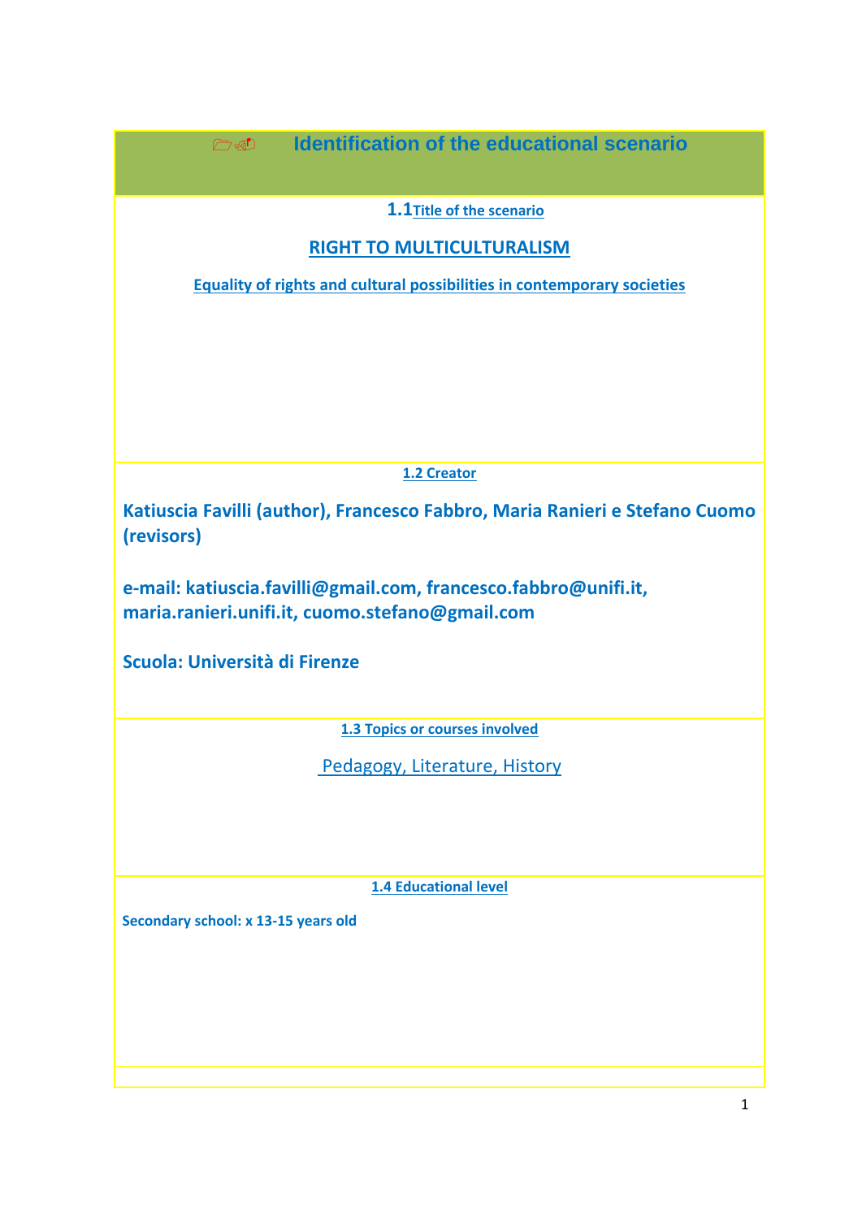# Identification of the educational scenario

## 1.1 Title of the scenario

**RIGHT TO MULTICULTURALISM**

**Equality of rights and cultural possibilities in contemporary societies**

## 1.2 Creator

**Katiuscia Favilli (author), Francesco Fabbro, Maria Ranieri e Stefano Cuomo (revisors)**

**e-mail: katiuscia.favilli@gmail.com, francesco.fabbro@unifi.it, maria.ranieri.unifi.it, cuomo.stefano@gmail.com**

**Scuola: Università di Firenze**

## 1.3 Topics or courses involved

Pedagogy, Literature, History

## 1.4 Educational level

**Secondary school: x 13-15 years old**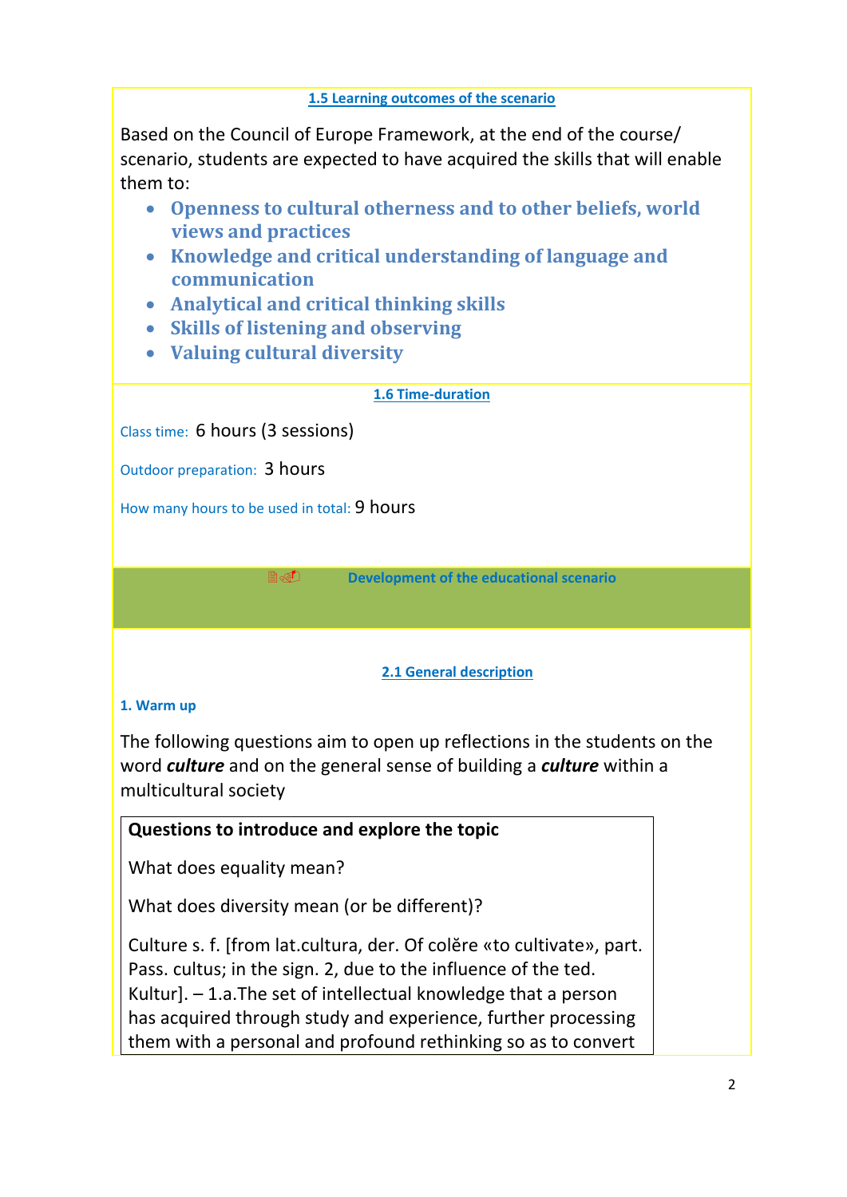## 1.5 Learning outcomes of the scenario

Based on the Council of Europe Framework, at the end of the course/ scenario, students are expected to have acquired the skills that will enable them to:

- **Openness to cultural otherness and to other beliefs, world views and practices**
- **Knowledge and critical understanding of language and communication**
- **Analytical and critical thinking skills**
- **Skills of listening and observing**
- **Valuing cultural diversity**

## 1.6 Time-duration

Class time: 6 hours (3 sessions)

Outdoor preparation: 3 hours

How many hours to be used in total: 9 hours

# Development of the educational scenario

## 2.1 General description

### 1. Warm up

The following questions aim to open up reflections in the students on the word ***culture*** and on the general sense of building a ***culture*** within a multicultural society

**Questions to introduce and explore the topic**

What does equality mean?

What does diversity mean (or be different)?

Culture s. f. [from lat.cultura, der. Of colĕre «to cultivate», part. Pass. cultus; in the sign. 2, due to the influence of the ted. Kultur]. – 1.a.The set of intellectual knowledge that a person has acquired through study and experience, further processing them with a personal and profound rethinking so as to convert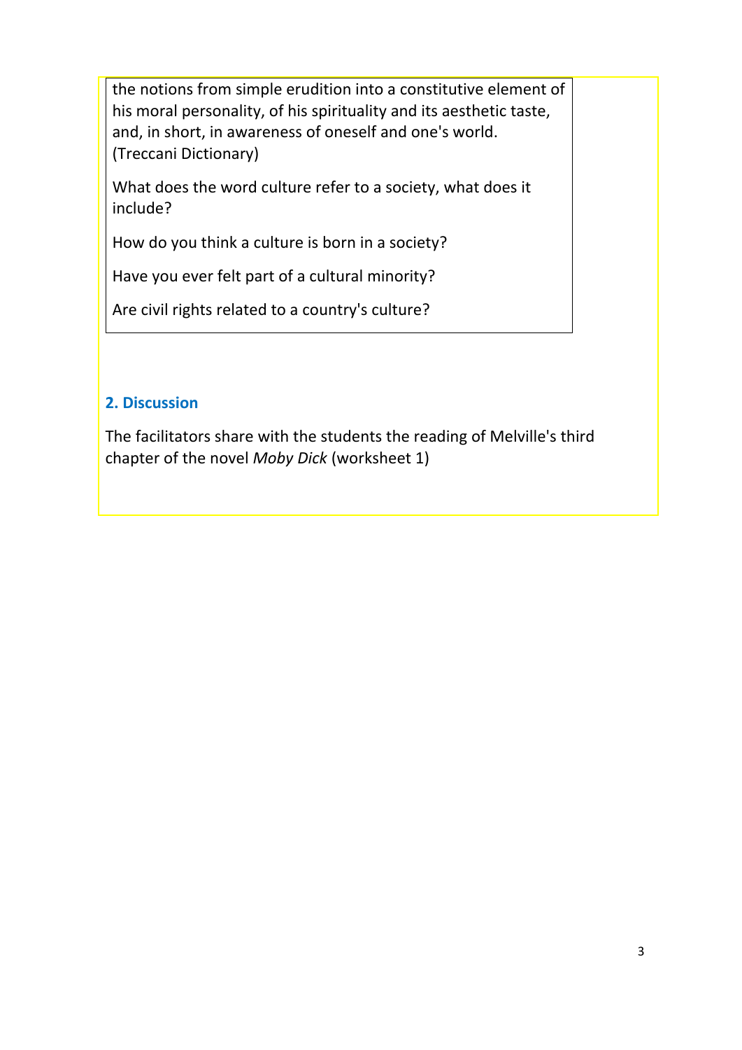the notions from simple erudition into a constitutive element of his moral personality, of his spirituality and its aesthetic taste, and, in short, in awareness of oneself and one's world. (Treccani Dictionary)

What does the word culture refer to a society, what does it include?

How do you think a culture is born in a society?

Have you ever felt part of a cultural minority?

Are civil rights related to a country's culture?

## 2. Discussion

The facilitators share with the students the reading of Melville's third chapter of the novel *Moby Dick* (worksheet 1)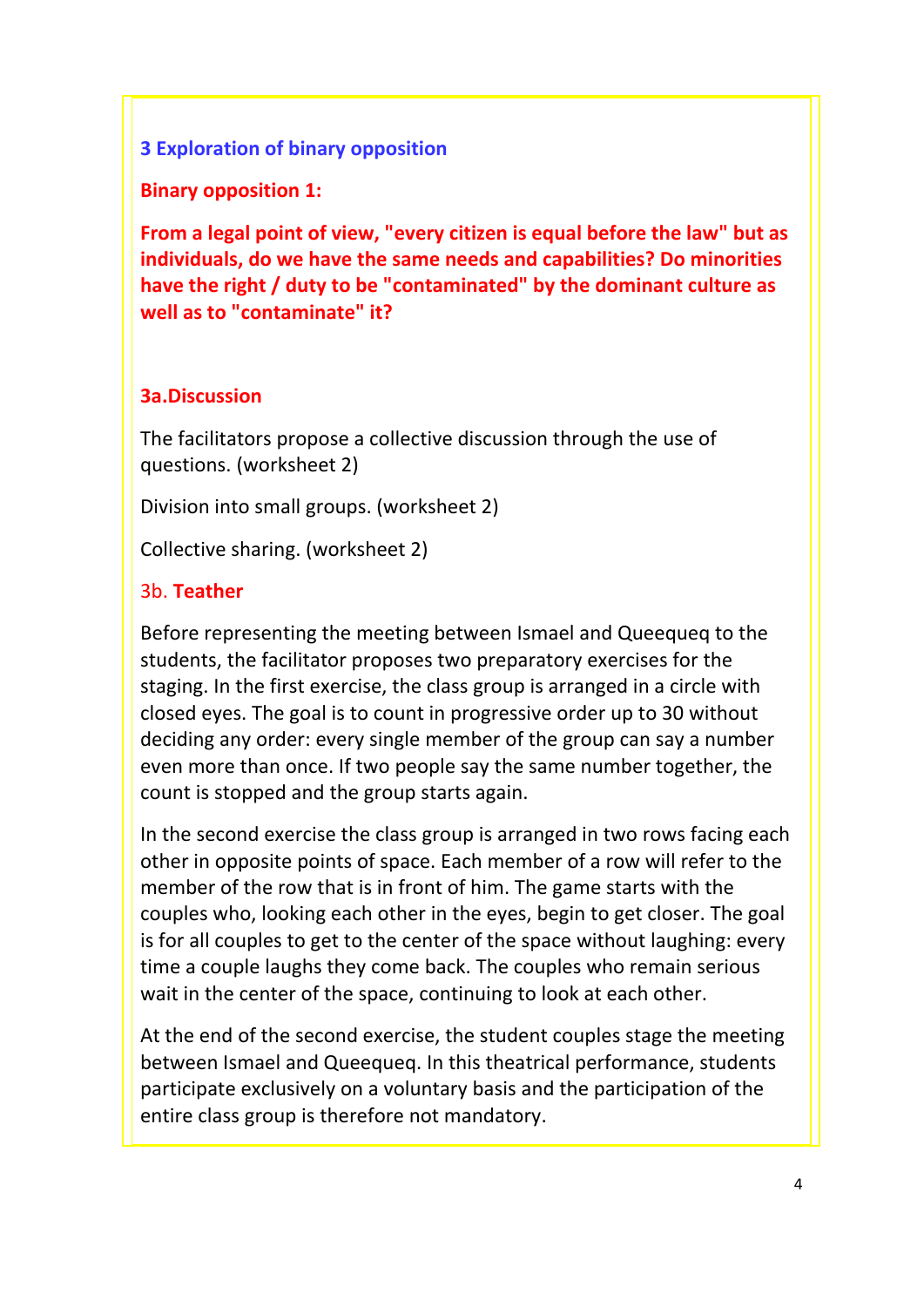## 3 Exploration of binary opposition

### Binary opposition 1:

**From a legal point of view, "every citizen is equal before the law" but as individuals, do we have the same needs and capabilities? Do minorities have the right / duty to be "contaminated" by the dominant culture as well as to "contaminate" it?**

### 3a.Discussion

The facilitators propose a collective discussion through the use of questions. (worksheet 2)

Division into small groups. (worksheet 2)

Collective sharing. (worksheet 2)

### 3b. Teather

Before representing the meeting between Ismael and Queequeq to the students, the facilitator proposes two preparatory exercises for the staging. In the first exercise, the class group is arranged in a circle with closed eyes. The goal is to count in progressive order up to 30 without deciding any order: every single member of the group can say a number even more than once. If two people say the same number together, the count is stopped and the group starts again.

In the second exercise the class group is arranged in two rows facing each other in opposite points of space. Each member of a row will refer to the member of the row that is in front of him. The game starts with the couples who, looking each other in the eyes, begin to get closer. The goal is for all couples to get to the center of the space without laughing: every time a couple laughs they come back. The couples who remain serious wait in the center of the space, continuing to look at each other.

At the end of the second exercise, the student couples stage the meeting between Ismael and Queequeq. In this theatrical performance, students participate exclusively on a voluntary basis and the participation of the entire class group is therefore not mandatory.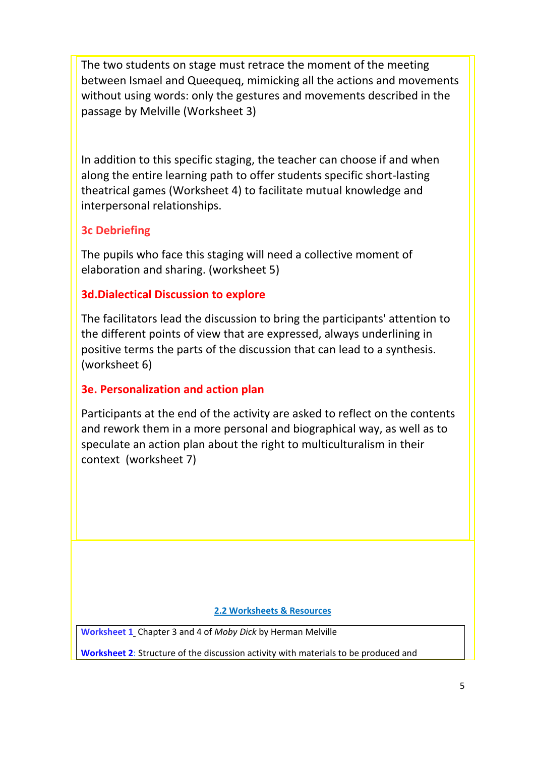The two students on stage must retrace the moment of the meeting between Ismael and Queequeq, mimicking all the actions and movements without using words: only the gestures and movements described in the passage by Melville (Worksheet 3)

In addition to this specific staging, the teacher can choose if and when along the entire learning path to offer students specific short-lasting theatrical games (Worksheet 4) to facilitate mutual knowledge and interpersonal relationships.

### 3c Debriefing

The pupils who face this staging will need a collective moment of elaboration and sharing. (worksheet 5)

### 3d.Dialectical Discussion to explore

The facilitators lead the discussion to bring the participants' attention to the different points of view that are expressed, always underlining in positive terms the parts of the discussion that can lead to a synthesis. (worksheet 6)

### 3e. Personalization and action plan

Participants at the end of the activity are asked to reflect on the contents and rework them in a more personal and biographical way, as well as to speculate an action plan about the right to multiculturalism in their context (worksheet 7)

## 2.2 Worksheets & Resources

**Worksheet 1** Chapter 3 and 4 of *Moby Dick* by Herman Melville

**Worksheet 2**: Structure of the discussion activity with materials to be produced and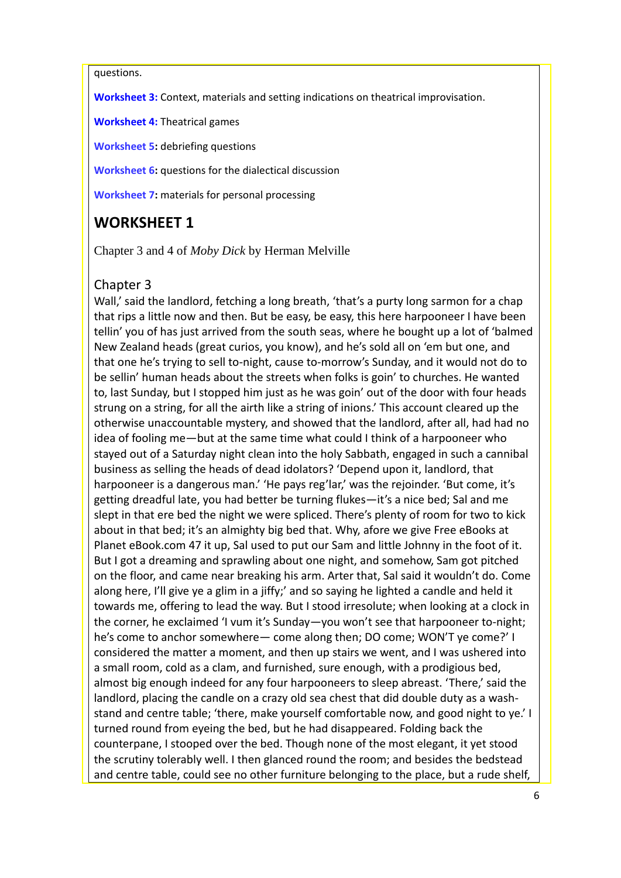questions.

**Worksheet 3:** Context, materials and setting indications on theatrical improvisation.

**Worksheet 4:** Theatrical games

**Worksheet 5:** debriefing questions

**Worksheet 6:** questions for the dialectical discussion

**Worksheet 7:** materials for personal processing

## WORKSHEET 1

Chapter 3 and 4 of *Moby Dick* by Herman Melville

### Chapter 3

Wall,' said the landlord, fetching a long breath, 'that's a purty long sarmon for a chap that rips a little now and then. But be easy, be easy, this here harpooneer I have been tellin' you of has just arrived from the south seas, where he bought up a lot of 'balmed New Zealand heads (great curios, you know), and he's sold all on 'em but one, and that one he's trying to sell to-night, cause to-morrow's Sunday, and it would not do to be sellin' human heads about the streets when folks is goin' to churches. He wanted to, last Sunday, but I stopped him just as he was goin' out of the door with four heads strung on a string, for all the airth like a string of inions.' This account cleared up the otherwise unaccountable mystery, and showed that the landlord, after all, had had no idea of fooling me—but at the same time what could I think of a harpooneer who stayed out of a Saturday night clean into the holy Sabbath, engaged in such a cannibal business as selling the heads of dead idolators? 'Depend upon it, landlord, that harpooneer is a dangerous man.' 'He pays reg'lar,' was the rejoinder. 'But come, it's getting dreadful late, you had better be turning flukes—it's a nice bed; Sal and me slept in that ere bed the night we were spliced. There's plenty of room for two to kick about in that bed; it's an almighty big bed that. Why, afore we give Free eBooks at Planet eBook.com 47 it up, Sal used to put our Sam and little Johnny in the foot of it. But I got a dreaming and sprawling about one night, and somehow, Sam got pitched on the floor, and came near breaking his arm. Arter that, Sal said it wouldn't do. Come along here, I'll give ye a glim in a jiffy;' and so saying he lighted a candle and held it towards me, offering to lead the way. But I stood irresolute; when looking at a clock in the corner, he exclaimed 'I vum it's Sunday—you won't see that harpooneer to-night; he's come to anchor somewhere— come along then; DO come; WON'T ye come?' I considered the matter a moment, and then up stairs we went, and I was ushered into a small room, cold as a clam, and furnished, sure enough, with a prodigious bed, almost big enough indeed for any four harpooneers to sleep abreast. 'There,' said the landlord, placing the candle on a crazy old sea chest that did double duty as a wash-stand and centre table; 'there, make yourself comfortable now, and good night to ye.' I turned round from eyeing the bed, but he had disappeared. Folding back the counterpane, I stooped over the bed. Though none of the most elegant, it yet stood the scrutiny tolerably well. I then glanced round the room; and besides the bedstead and centre table, could see no other furniture belonging to the place, but a rude shelf,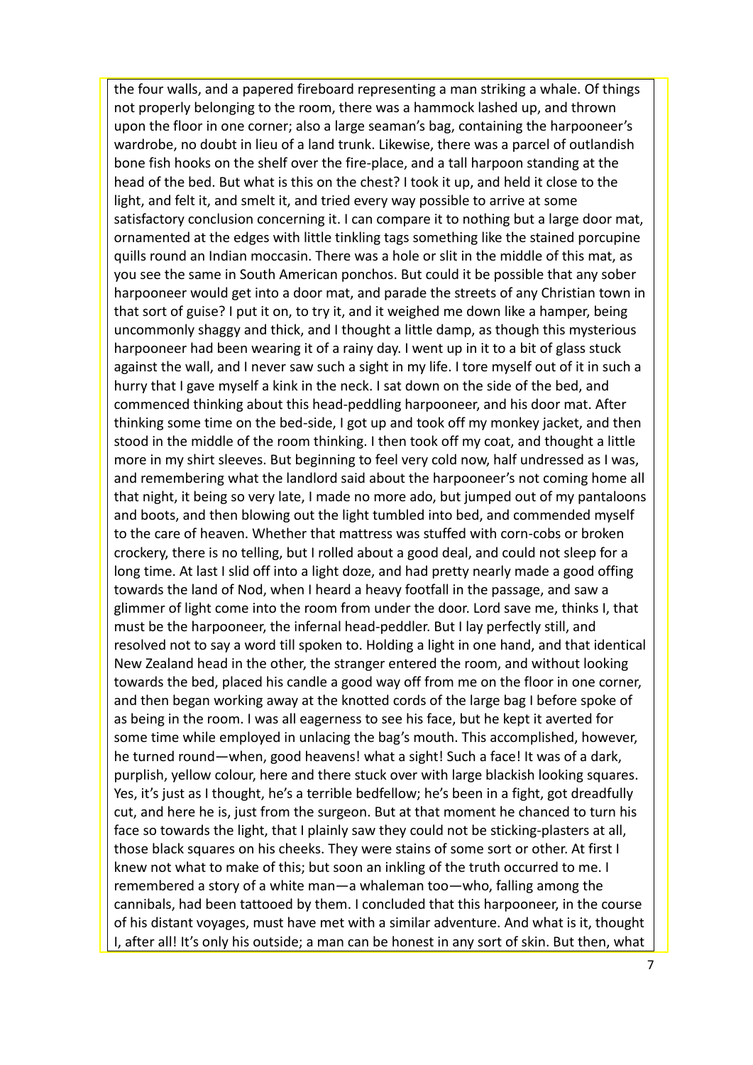the four walls, and a papered fireboard representing a man striking a whale. Of things not properly belonging to the room, there was a hammock lashed up, and thrown upon the floor in one corner; also a large seaman's bag, containing the harpooneer's wardrobe, no doubt in lieu of a land trunk. Likewise, there was a parcel of outlandish bone fish hooks on the shelf over the fire-place, and a tall harpoon standing at the head of the bed. But what is this on the chest? I took it up, and held it close to the light, and felt it, and smelt it, and tried every way possible to arrive at some satisfactory conclusion concerning it. I can compare it to nothing but a large door mat, ornamented at the edges with little tinkling tags something like the stained porcupine quills round an Indian moccasin. There was a hole or slit in the middle of this mat, as you see the same in South American ponchos. But could it be possible that any sober harpooneer would get into a door mat, and parade the streets of any Christian town in that sort of guise? I put it on, to try it, and it weighed me down like a hamper, being uncommonly shaggy and thick, and I thought a little damp, as though this mysterious harpooneer had been wearing it of a rainy day. I went up in it to a bit of glass stuck against the wall, and I never saw such a sight in my life. I tore myself out of it in such a hurry that I gave myself a kink in the neck. I sat down on the side of the bed, and commenced thinking about this head-peddling harpooneer, and his door mat. After thinking some time on the bed-side, I got up and took off my monkey jacket, and then stood in the middle of the room thinking. I then took off my coat, and thought a little more in my shirt sleeves. But beginning to feel very cold now, half undressed as I was, and remembering what the landlord said about the harpooneer's not coming home all that night, it being so very late, I made no more ado, but jumped out of my pantaloons and boots, and then blowing out the light tumbled into bed, and commended myself to the care of heaven. Whether that mattress was stuffed with corn-cobs or broken crockery, there is no telling, but I rolled about a good deal, and could not sleep for a long time. At last I slid off into a light doze, and had pretty nearly made a good offing towards the land of Nod, when I heard a heavy footfall in the passage, and saw a glimmer of light come into the room from under the door. Lord save me, thinks I, that must be the harpooneer, the infernal head-peddler. But I lay perfectly still, and resolved not to say a word till spoken to. Holding a light in one hand, and that identical New Zealand head in the other, the stranger entered the room, and without looking towards the bed, placed his candle a good way off from me on the floor in one corner, and then began working away at the knotted cords of the large bag I before spoke of as being in the room. I was all eagerness to see his face, but he kept it averted for some time while employed in unlacing the bag's mouth. This accomplished, however, he turned round—when, good heavens! what a sight! Such a face! It was of a dark, purplish, yellow colour, here and there stuck over with large blackish looking squares. Yes, it's just as I thought, he's a terrible bedfellow; he's been in a fight, got dreadfully cut, and here he is, just from the surgeon. But at that moment he chanced to turn his face so towards the light, that I plainly saw they could not be sticking-plasters at all, those black squares on his cheeks. They were stains of some sort or other. At first I knew not what to make of this; but soon an inkling of the truth occurred to me. I remembered a story of a white man—a whaleman too—who, falling among the cannibals, had been tattooed by them. I concluded that this harpooneer, in the course of his distant voyages, must have met with a similar adventure. And what is it, thought I, after all! It's only his outside; a man can be honest in any sort of skin. But then, what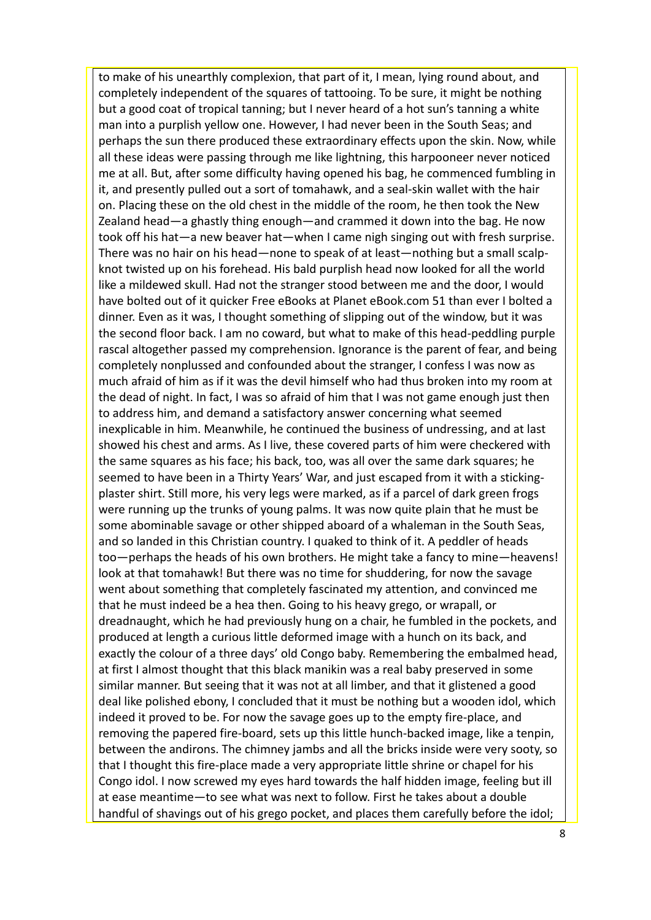to make of his unearthly complexion, that part of it, I mean, lying round about, and completely independent of the squares of tattooing. To be sure, it might be nothing but a good coat of tropical tanning; but I never heard of a hot sun's tanning a white man into a purplish yellow one. However, I had never been in the South Seas; and perhaps the sun there produced these extraordinary effects upon the skin. Now, while all these ideas were passing through me like lightning, this harpooneer never noticed me at all. But, after some difficulty having opened his bag, he commenced fumbling in it, and presently pulled out a sort of tomahawk, and a seal-skin wallet with the hair on. Placing these on the old chest in the middle of the room, he then took the New Zealand head—a ghastly thing enough—and crammed it down into the bag. He now took off his hat—a new beaver hat—when I came nigh singing out with fresh surprise. There was no hair on his head—none to speak of at least—nothing but a small scalp-knot twisted up on his forehead. His bald purplish head now looked for all the world like a mildewed skull. Had not the stranger stood between me and the door, I would have bolted out of it quicker Free eBooks at Planet eBook.com 51 than ever I bolted a dinner. Even as it was, I thought something of slipping out of the window, but it was the second floor back. I am no coward, but what to make of this head-peddling purple rascal altogether passed my comprehension. Ignorance is the parent of fear, and being completely nonplussed and confounded about the stranger, I confess I was now as much afraid of him as if it was the devil himself who had thus broken into my room at the dead of night. In fact, I was so afraid of him that I was not game enough just then to address him, and demand a satisfactory answer concerning what seemed inexplicable in him. Meanwhile, he continued the business of undressing, and at last showed his chest and arms. As I live, these covered parts of him were checkered with the same squares as his face; his back, too, was all over the same dark squares; he seemed to have been in a Thirty Years' War, and just escaped from it with a sticking-plaster shirt. Still more, his very legs were marked, as if a parcel of dark green frogs were running up the trunks of young palms. It was now quite plain that he must be some abominable savage or other shipped aboard of a whaleman in the South Seas, and so landed in this Christian country. I quaked to think of it. A peddler of heads too—perhaps the heads of his own brothers. He might take a fancy to mine—heavens! look at that tomahawk! But there was no time for shuddering, for now the savage went about something that completely fascinated my attention, and convinced me that he must indeed be a hea then. Going to his heavy grego, or wrapall, or dreadnaught, which he had previously hung on a chair, he fumbled in the pockets, and produced at length a curious little deformed image with a hunch on its back, and exactly the colour of a three days' old Congo baby. Remembering the embalmed head, at first I almost thought that this black manikin was a real baby preserved in some similar manner. But seeing that it was not at all limber, and that it glistened a good deal like polished ebony, I concluded that it must be nothing but a wooden idol, which indeed it proved to be. For now the savage goes up to the empty fire-place, and removing the papered fire-board, sets up this little hunch-backed image, like a tenpin, between the andirons. The chimney jambs and all the bricks inside were very sooty, so that I thought this fire-place made a very appropriate little shrine or chapel for his Congo idol. I now screwed my eyes hard towards the half hidden image, feeling but ill at ease meantime—to see what was next to follow. First he takes about a double handful of shavings out of his grego pocket, and places them carefully before the idol;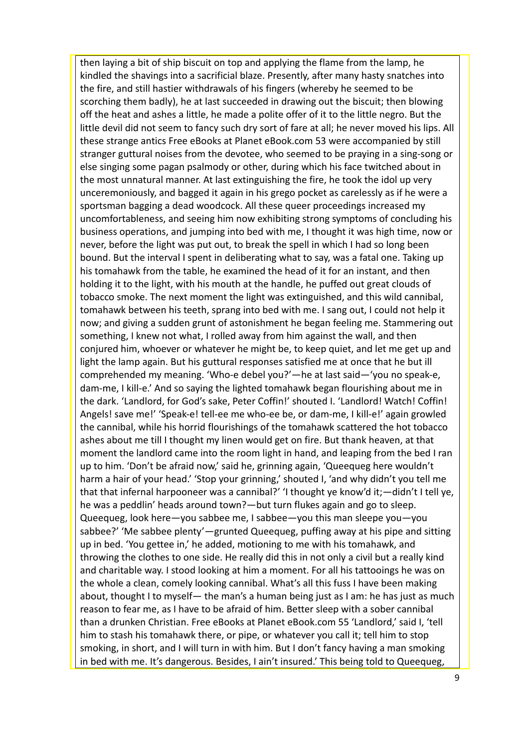then laying a bit of ship biscuit on top and applying the flame from the lamp, he kindled the shavings into a sacrificial blaze. Presently, after many hasty snatches into the fire, and still hastier withdrawals of his fingers (whereby he seemed to be scorching them badly), he at last succeeded in drawing out the biscuit; then blowing off the heat and ashes a little, he made a polite offer of it to the little negro. But the little devil did not seem to fancy such dry sort of fare at all; he never moved his lips. All these strange antics Free eBooks at Planet eBook.com 53 were accompanied by still stranger guttural noises from the devotee, who seemed to be praying in a sing-song or else singing some pagan psalmody or other, during which his face twitched about in the most unnatural manner. At last extinguishing the fire, he took the idol up very unceremoniously, and bagged it again in his grego pocket as carelessly as if he were a sportsman bagging a dead woodcock. All these queer proceedings increased my uncomfortableness, and seeing him now exhibiting strong symptoms of concluding his business operations, and jumping into bed with me, I thought it was high time, now or never, before the light was put out, to break the spell in which I had so long been bound. But the interval I spent in deliberating what to say, was a fatal one. Taking up his tomahawk from the table, he examined the head of it for an instant, and then holding it to the light, with his mouth at the handle, he puffed out great clouds of tobacco smoke. The next moment the light was extinguished, and this wild cannibal, tomahawk between his teeth, sprang into bed with me. I sang out, I could not help it now; and giving a sudden grunt of astonishment he began feeling me. Stammering out something, I knew not what, I rolled away from him against the wall, and then conjured him, whoever or whatever he might be, to keep quiet, and let me get up and light the lamp again. But his guttural responses satisfied me at once that he but ill comprehended my meaning. 'Who-e debel you?'—he at last said—'you no speak-e, dam-me, I kill-e.' And so saying the lighted tomahawk began flourishing about me in the dark. 'Landlord, for God's sake, Peter Coffin!' shouted I. 'Landlord! Watch! Coffin! Angels! save me!' 'Speak-e! tell-ee me who-ee be, or dam-me, I kill-e!' again growled the cannibal, while his horrid flourishings of the tomahawk scattered the hot tobacco ashes about me till I thought my linen would get on fire. But thank heaven, at that moment the landlord came into the room light in hand, and leaping from the bed I ran up to him. 'Don't be afraid now,' said he, grinning again, 'Queequeg here wouldn't harm a hair of your head.' 'Stop your grinning,' shouted I, 'and why didn't you tell me that that infernal harpooneer was a cannibal?' 'I thought ye know'd it;—didn't I tell ye, he was a peddlin' heads around town?—but turn flukes again and go to sleep. Queequeg, look here—you sabbee me, I sabbee—you this man sleepe you—you sabbee?' 'Me sabbee plenty'—grunted Queequeg, puffing away at his pipe and sitting up in bed. 'You gettee in,' he added, motioning to me with his tomahawk, and throwing the clothes to one side. He really did this in not only a civil but a really kind and charitable way. I stood looking at him a moment. For all his tattooings he was on the whole a clean, comely looking cannibal. What's all this fuss I have been making about, thought I to myself— the man's a human being just as I am: he has just as much reason to fear me, as I have to be afraid of him. Better sleep with a sober cannibal than a drunken Christian. Free eBooks at Planet eBook.com 55 'Landlord,' said I, 'tell him to stash his tomahawk there, or pipe, or whatever you call it; tell him to stop smoking, in short, and I will turn in with him. But I don't fancy having a man smoking in bed with me. It's dangerous. Besides, I ain't insured.' This being told to Queequeg,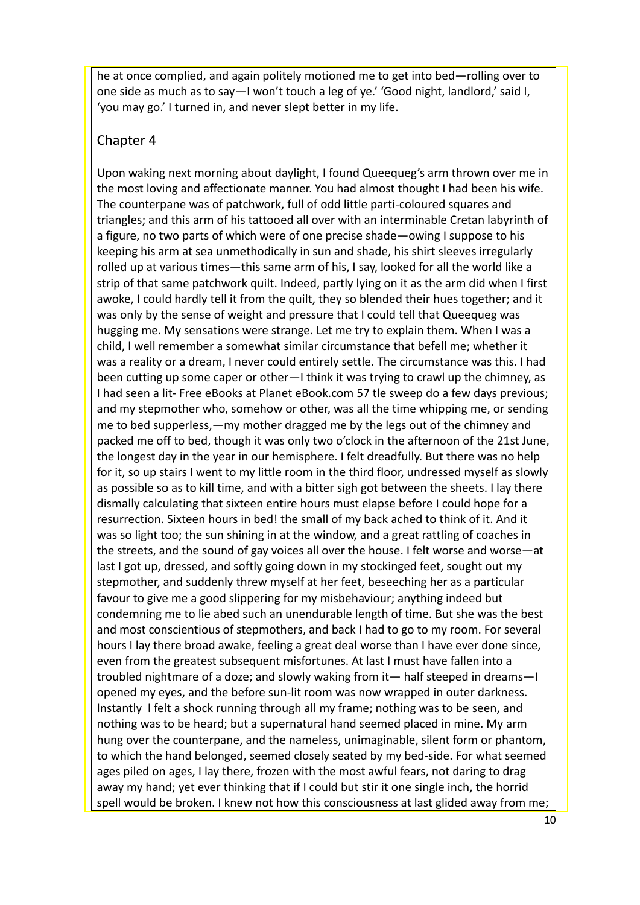he at once complied, and again politely motioned me to get into bed—rolling over to one side as much as to say—I won't touch a leg of ye.' 'Good night, landlord,' said I, 'you may go.' I turned in, and never slept better in my life.

## Chapter 4

Upon waking next morning about daylight, I found Queequeg's arm thrown over me in the most loving and affectionate manner. You had almost thought I had been his wife. The counterpane was of patchwork, full of odd little parti-coloured squares and triangles; and this arm of his tattooed all over with an interminable Cretan labyrinth of a figure, no two parts of which were of one precise shade—owing I suppose to his keeping his arm at sea unmethodically in sun and shade, his shirt sleeves irregularly rolled up at various times—this same arm of his, I say, looked for all the world like a strip of that same patchwork quilt. Indeed, partly lying on it as the arm did when I first awoke, I could hardly tell it from the quilt, they so blended their hues together; and it was only by the sense of weight and pressure that I could tell that Queequeg was hugging me. My sensations were strange. Let me try to explain them. When I was a child, I well remember a somewhat similar circumstance that befell me; whether it was a reality or a dream, I never could entirely settle. The circumstance was this. I had been cutting up some caper or other—I think it was trying to crawl up the chimney, as I had seen a lit- Free eBooks at Planet eBook.com 57 tle sweep do a few days previous; and my stepmother who, somehow or other, was all the time whipping me, or sending me to bed supperless,—my mother dragged me by the legs out of the chimney and packed me off to bed, though it was only two o'clock in the afternoon of the 21st June, the longest day in the year in our hemisphere. I felt dreadfully. But there was no help for it, so up stairs I went to my little room in the third floor, undressed myself as slowly as possible so as to kill time, and with a bitter sigh got between the sheets. I lay there dismally calculating that sixteen entire hours must elapse before I could hope for a resurrection. Sixteen hours in bed! the small of my back ached to think of it. And it was so light too; the sun shining in at the window, and a great rattling of coaches in the streets, and the sound of gay voices all over the house. I felt worse and worse—at last I got up, dressed, and softly going down in my stockinged feet, sought out my stepmother, and suddenly threw myself at her feet, beseeching her as a particular favour to give me a good slippering for my misbehaviour; anything indeed but condemning me to lie abed such an unendurable length of time. But she was the best and most conscientious of stepmothers, and back I had to go to my room. For several hours I lay there broad awake, feeling a great deal worse than I have ever done since, even from the greatest subsequent misfortunes. At last I must have fallen into a troubled nightmare of a doze; and slowly waking from it— half steeped in dreams—I opened my eyes, and the before sun-lit room was now wrapped in outer darkness. Instantly I felt a shock running through all my frame; nothing was to be seen, and nothing was to be heard; but a supernatural hand seemed placed in mine. My arm hung over the counterpane, and the nameless, unimaginable, silent form or phantom, to which the hand belonged, seemed closely seated by my bed-side. For what seemed ages piled on ages, I lay there, frozen with the most awful fears, not daring to drag away my hand; yet ever thinking that if I could but stir it one single inch, the horrid spell would be broken. I knew not how this consciousness at last glided away from me;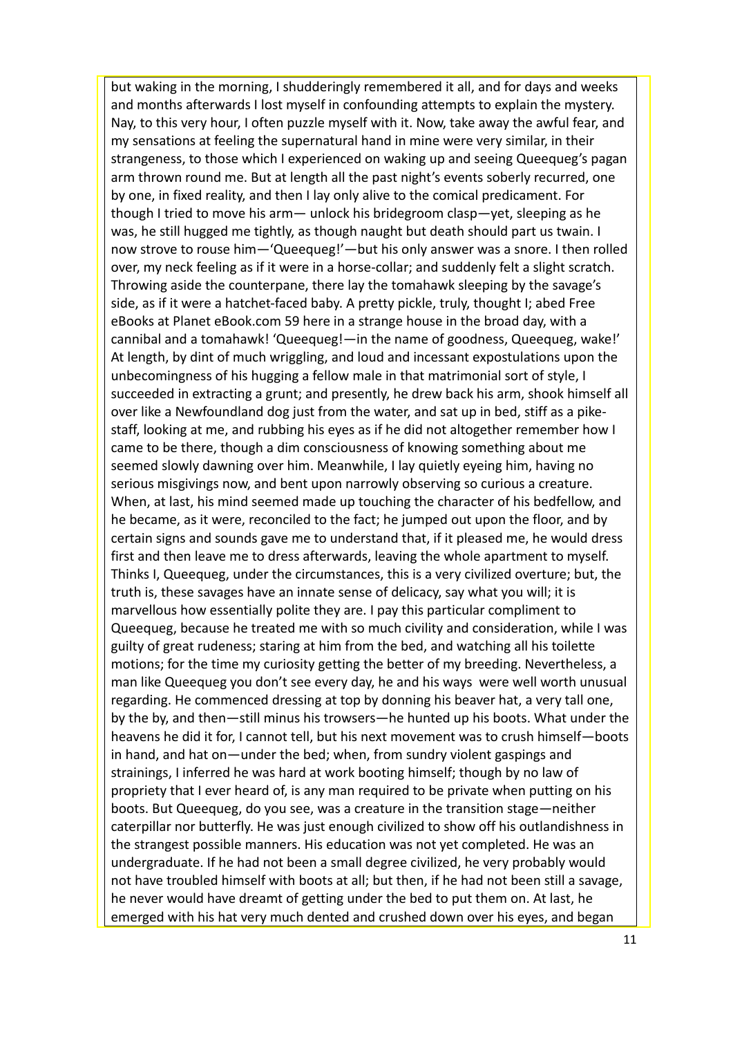but waking in the morning, I shudderingly remembered it all, and for days and weeks and months afterwards I lost myself in confounding attempts to explain the mystery. Nay, to this very hour, I often puzzle myself with it. Now, take away the awful fear, and my sensations at feeling the supernatural hand in mine were very similar, in their strangeness, to those which I experienced on waking up and seeing Queequeg's pagan arm thrown round me. But at length all the past night's events soberly recurred, one by one, in fixed reality, and then I lay only alive to the comical predicament. For though I tried to move his arm— unlock his bridegroom clasp—yet, sleeping as he was, he still hugged me tightly, as though naught but death should part us twain. I now strove to rouse him—'Queequeg!'—but his only answer was a snore. I then rolled over, my neck feeling as if it were in a horse-collar; and suddenly felt a slight scratch. Throwing aside the counterpane, there lay the tomahawk sleeping by the savage's side, as if it were a hatchet-faced baby. A pretty pickle, truly, thought I; abed Free eBooks at Planet eBook.com 59 here in a strange house in the broad day, with a cannibal and a tomahawk! 'Queequeg!—in the name of goodness, Queequeg, wake!' At length, by dint of much wriggling, and loud and incessant expostulations upon the unbecomingness of his hugging a fellow male in that matrimonial sort of style, I succeeded in extracting a grunt; and presently, he drew back his arm, shook himself all over like a Newfoundland dog just from the water, and sat up in bed, stiff as a pike-staff, looking at me, and rubbing his eyes as if he did not altogether remember how I came to be there, though a dim consciousness of knowing something about me seemed slowly dawning over him. Meanwhile, I lay quietly eyeing him, having no serious misgivings now, and bent upon narrowly observing so curious a creature. When, at last, his mind seemed made up touching the character of his bedfellow, and he became, as it were, reconciled to the fact; he jumped out upon the floor, and by certain signs and sounds gave me to understand that, if it pleased me, he would dress first and then leave me to dress afterwards, leaving the whole apartment to myself. Thinks I, Queequeg, under the circumstances, this is a very civilized overture; but, the truth is, these savages have an innate sense of delicacy, say what you will; it is marvellous how essentially polite they are. I pay this particular compliment to Queequeg, because he treated me with so much civility and consideration, while I was guilty of great rudeness; staring at him from the bed, and watching all his toilette motions; for the time my curiosity getting the better of my breeding. Nevertheless, a man like Queequeg you don't see every day, he and his ways were well worth unusual regarding. He commenced dressing at top by donning his beaver hat, a very tall one, by the by, and then—still minus his trowsers—he hunted up his boots. What under the heavens he did it for, I cannot tell, but his next movement was to crush himself—boots in hand, and hat on—under the bed; when, from sundry violent gaspings and strainings, I inferred he was hard at work booting himself; though by no law of propriety that I ever heard of, is any man required to be private when putting on his boots. But Queequeg, do you see, was a creature in the transition stage—neither caterpillar nor butterfly. He was just enough civilized to show off his outlandishness in the strangest possible manners. His education was not yet completed. He was an undergraduate. If he had not been a small degree civilized, he very probably would not have troubled himself with boots at all; but then, if he had not been still a savage, he never would have dreamt of getting under the bed to put them on. At last, he emerged with his hat very much dented and crushed down over his eyes, and began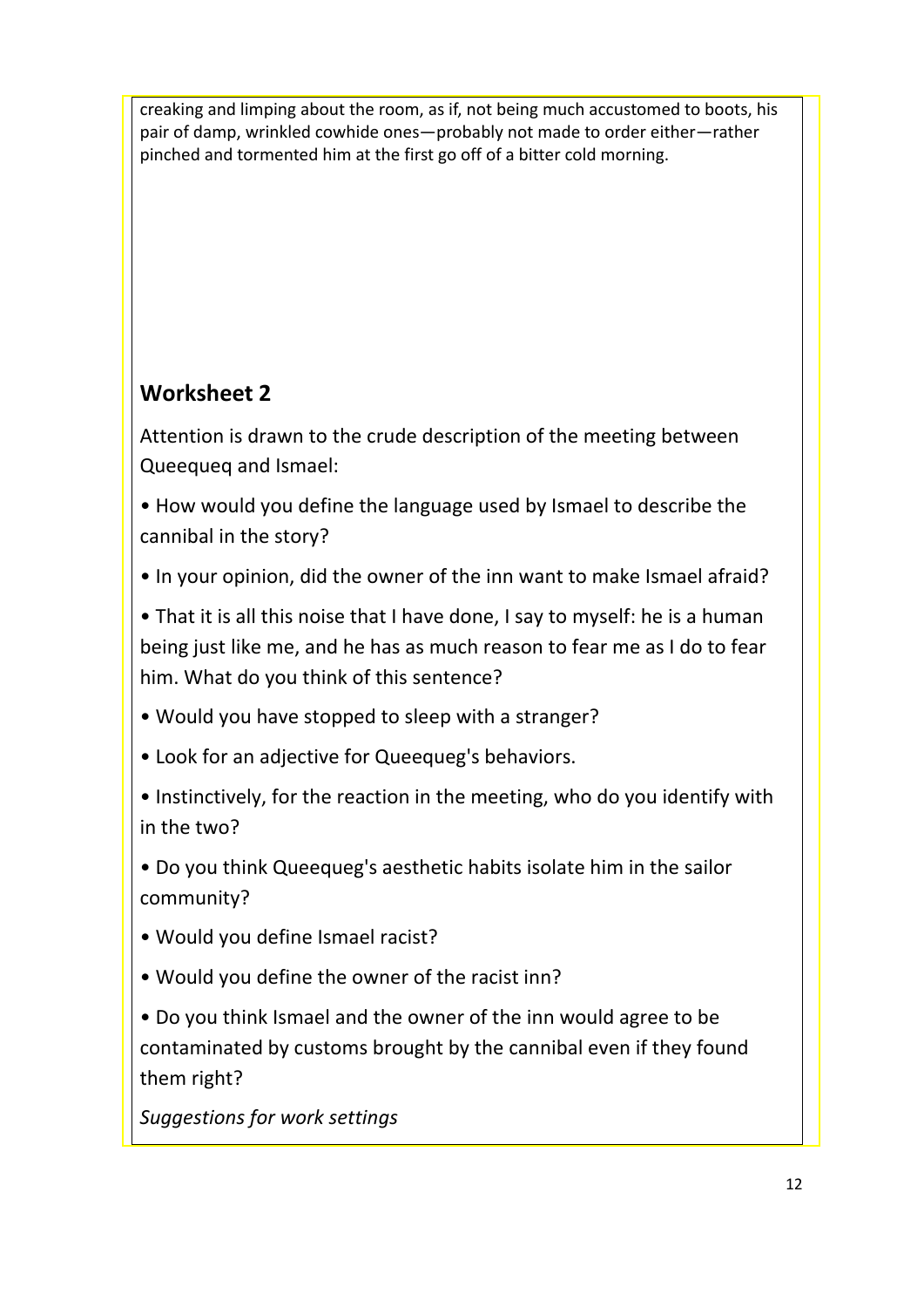creaking and limping about the room, as if, not being much accustomed to boots, his pair of damp, wrinkled cowhide ones—probably not made to order either—rather pinched and tormented him at the first go off of a bitter cold morning.

## Worksheet 2

Attention is drawn to the crude description of the meeting between Queequeq and Ismael:

- How would you define the language used by Ismael to describe the cannibal in the story?
- In your opinion, did the owner of the inn want to make Ismael afraid?
- That it is all this noise that I have done, I say to myself: he is a human being just like me, and he has as much reason to fear me as I do to fear him. What do you think of this sentence?
- Would you have stopped to sleep with a stranger?
- Look for an adjective for Queequeg's behaviors.
- Instinctively, for the reaction in the meeting, who do you identify with in the two?
- Do you think Queequeg's aesthetic habits isolate him in the sailor community?
- Would you define Ismael racist?
- Would you define the owner of the racist inn?
- Do you think Ismael and the owner of the inn would agree to be contaminated by customs brought by the cannibal even if they found them right?

*Suggestions for work settings*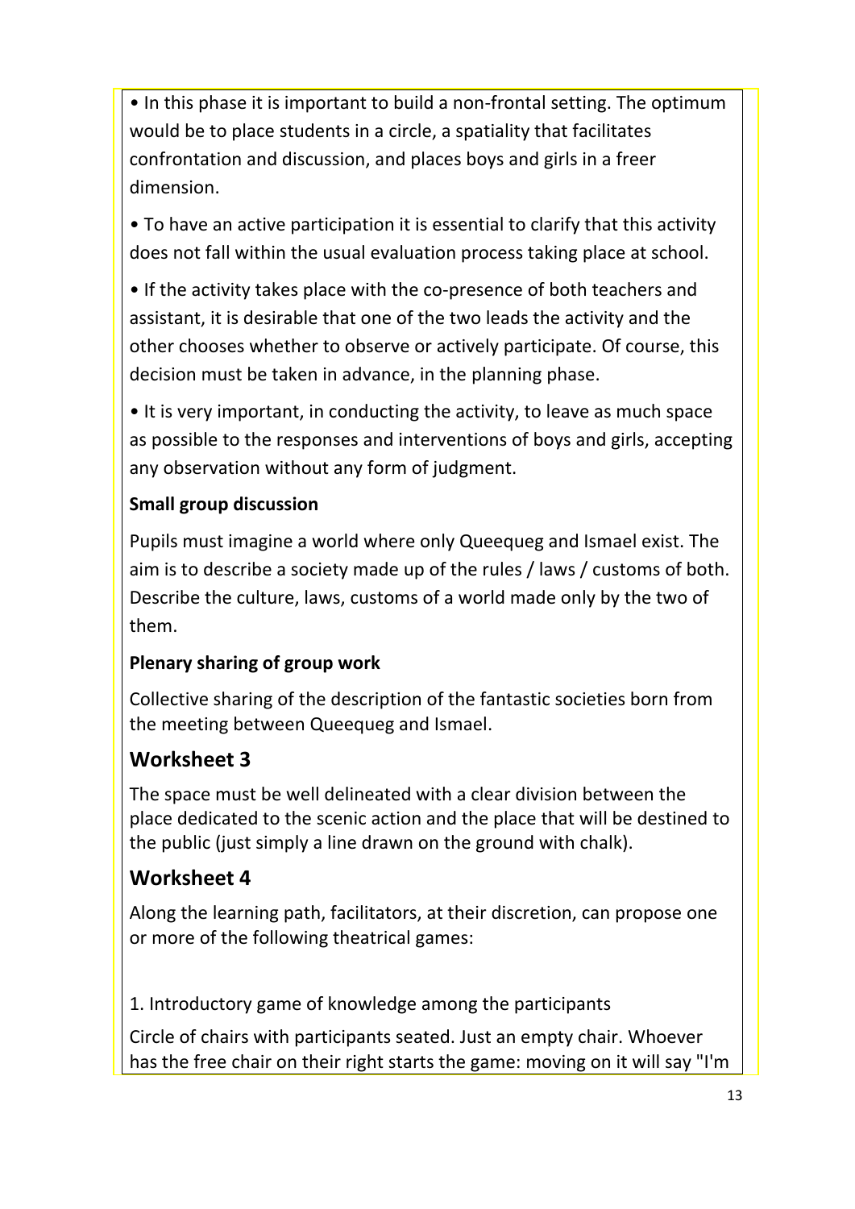- In this phase it is important to build a non-frontal setting. The optimum would be to place students in a circle, a spatiality that facilitates confrontation and discussion, and places boys and girls in a freer dimension.
- To have an active participation it is essential to clarify that this activity does not fall within the usual evaluation process taking place at school.
- If the activity takes place with the co-presence of both teachers and assistant, it is desirable that one of the two leads the activity and the other chooses whether to observe or actively participate. Of course, this decision must be taken in advance, in the planning phase.
- It is very important, in conducting the activity, to leave as much space as possible to the responses and interventions of boys and girls, accepting any observation without any form of judgment.

**Small group discussion**

Pupils must imagine a world where only Queequeg and Ismael exist. The aim is to describe a society made up of the rules / laws / customs of both. Describe the culture, laws, customs of a world made only by the two of them.

**Plenary sharing of group work**

Collective sharing of the description of the fantastic societies born from the meeting between Queequeg and Ismael.

## Worksheet 3

The space must be well delineated with a clear division between the place dedicated to the scenic action and the place that will be destined to the public (just simply a line drawn on the ground with chalk).

## Worksheet 4

Along the learning path, facilitators, at their discretion, can propose one or more of the following theatrical games:

1. Introductory game of knowledge among the participants

Circle of chairs with participants seated. Just an empty chair. Whoever has the free chair on their right starts the game: moving on it will say "I'm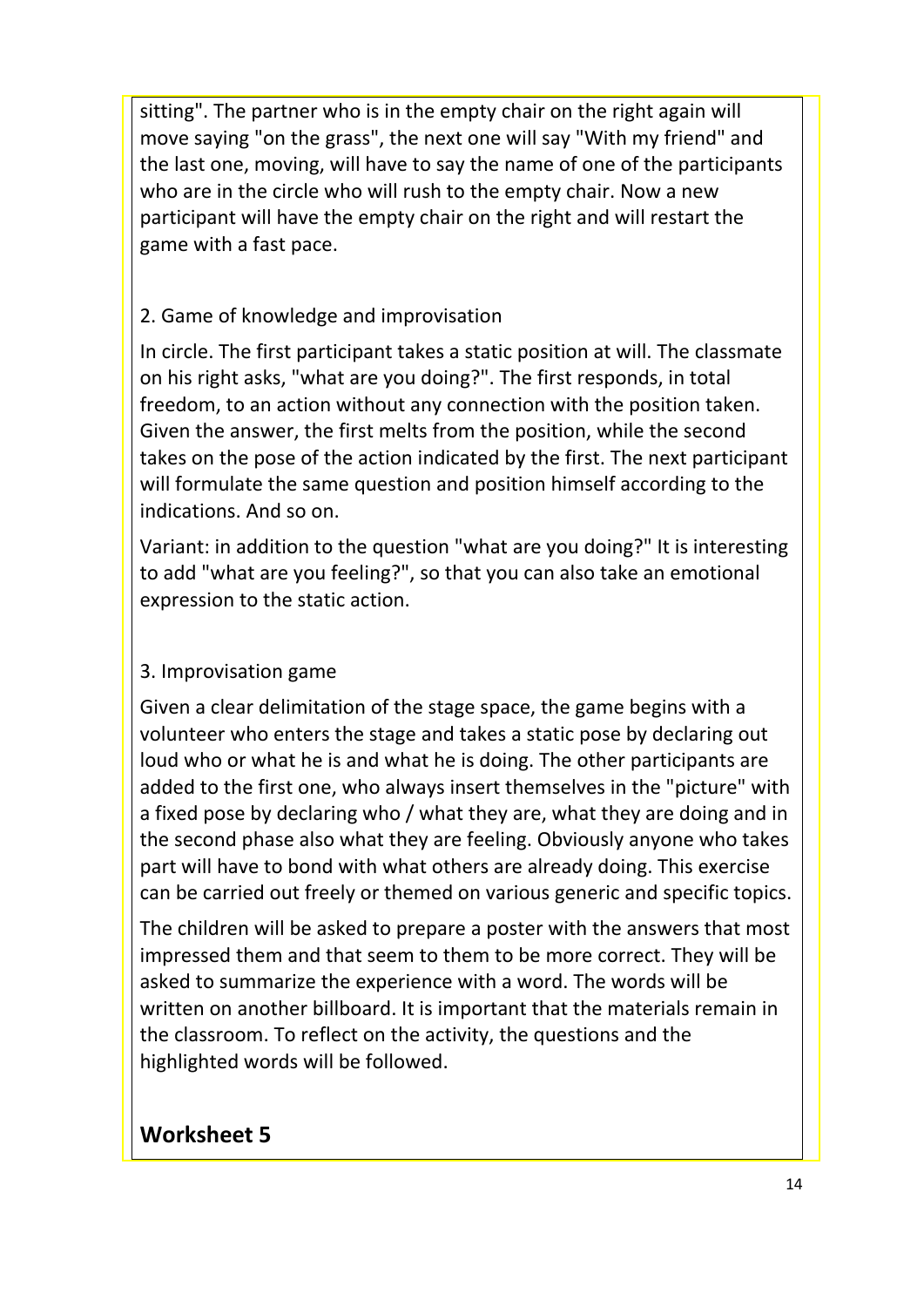sitting". The partner who is in the empty chair on the right again will move saying "on the grass", the next one will say "With my friend" and the last one, moving, will have to say the name of one of the participants who are in the circle who will rush to the empty chair. Now a new participant will have the empty chair on the right and will restart the game with a fast pace.

2. Game of knowledge and improvisation

In circle. The first participant takes a static position at will. The classmate on his right asks, "what are you doing?". The first responds, in total freedom, to an action without any connection with the position taken. Given the answer, the first melts from the position, while the second takes on the pose of the action indicated by the first. The next participant will formulate the same question and position himself according to the indications. And so on.

Variant: in addition to the question "what are you doing?" It is interesting to add "what are you feeling?", so that you can also take an emotional expression to the static action.

3. Improvisation game

Given a clear delimitation of the stage space, the game begins with a volunteer who enters the stage and takes a static pose by declaring out loud who or what he is and what he is doing. The other participants are added to the first one, who always insert themselves in the "picture" with a fixed pose by declaring who / what they are, what they are doing and in the second phase also what they are feeling. Obviously anyone who takes part will have to bond with what others are already doing. This exercise can be carried out freely or themed on various generic and specific topics.

The children will be asked to prepare a poster with the answers that most impressed them and that seem to them to be more correct. They will be asked to summarize the experience with a word. The words will be written on another billboard. It is important that the materials remain in the classroom. To reflect on the activity, the questions and the highlighted words will be followed.

## Worksheet 5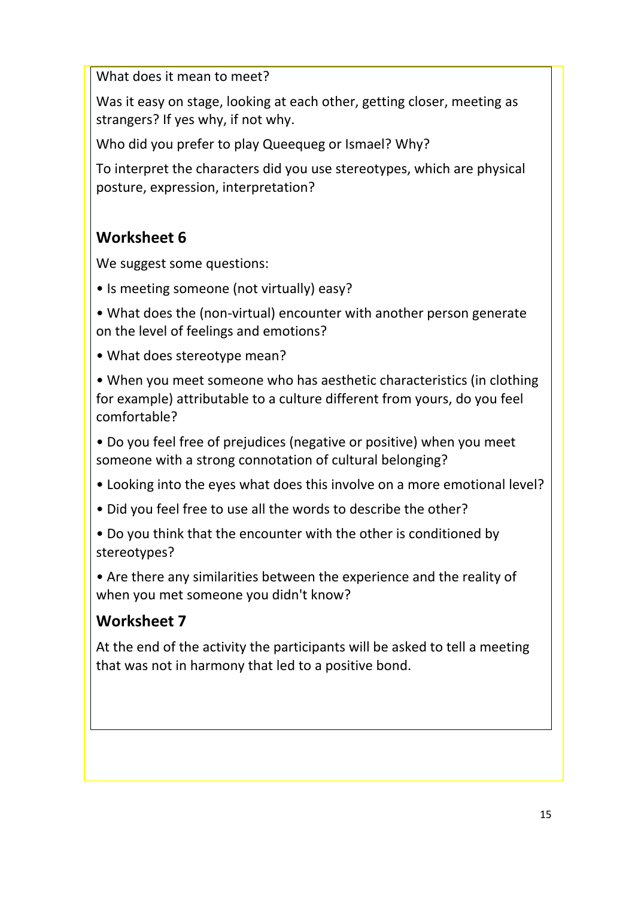What does it mean to meet?

Was it easy on stage, looking at each other, getting closer, meeting as strangers? If yes why, if not why.

Who did you prefer to play Queequeg or Ismael? Why?

To interpret the characters did you use stereotypes, which are physical posture, expression, interpretation?

## Worksheet 6

We suggest some questions:

- Is meeting someone (not virtually) easy?
- What does the (non-virtual) encounter with another person generate on the level of feelings and emotions?
- What does stereotype mean?
- When you meet someone who has aesthetic characteristics (in clothing for example) attributable to a culture different from yours, do you feel comfortable?
- Do you feel free of prejudices (negative or positive) when you meet someone with a strong connotation of cultural belonging?
- Looking into the eyes what does this involve on a more emotional level?
- Did you feel free to use all the words to describe the other?
- Do you think that the encounter with the other is conditioned by stereotypes?
- Are there any similarities between the experience and the reality of when you met someone you didn't know?

## Worksheet 7

At the end of the activity the participants will be asked to tell a meeting that was not in harmony that led to a positive bond.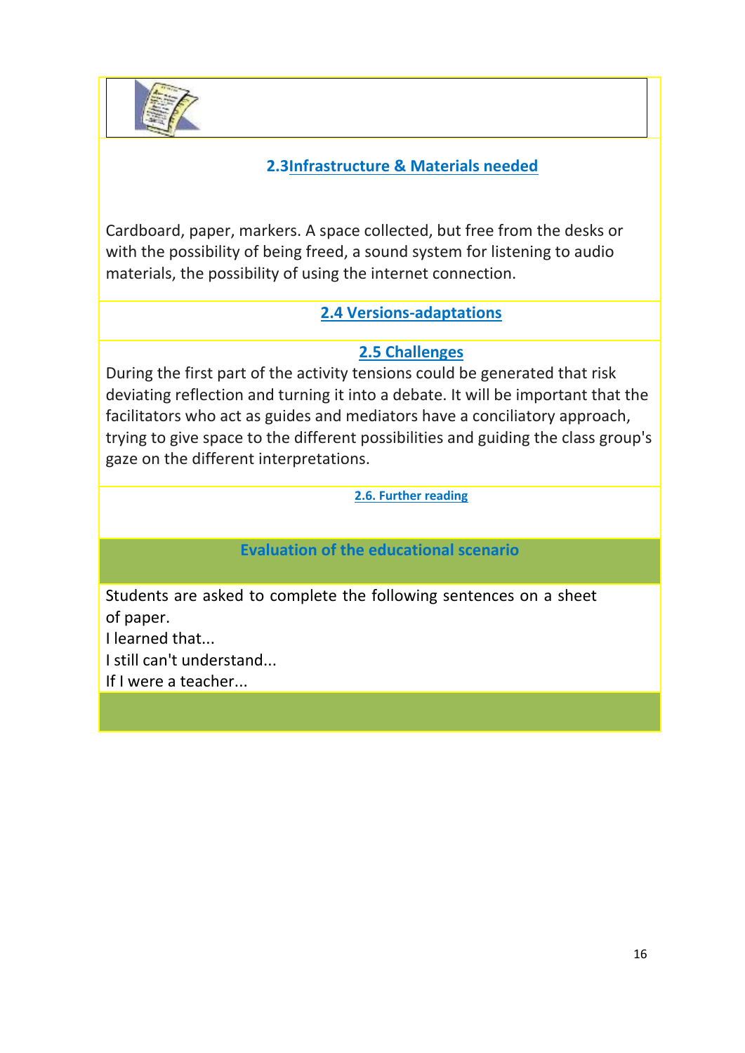## 2.3Infrastructure & Materials needed

Cardboard, paper, markers. A space collected, but free from the desks or with the possibility of being freed, a sound system for listening to audio materials, the possibility of using the internet connection.

## 2.4 Versions-adaptations

## 2.5 Challenges

During the first part of the activity tensions could be generated that risk deviating reflection and turning it into a debate. It will be important that the facilitators who act as guides and mediators have a conciliatory approach, trying to give space to the different possibilities and guiding the class group's gaze on the different interpretations.

## 2.6. Further reading

## Evaluation of the educational scenario

Students are asked to complete the following sentences on a sheet of paper.

I learned that...

I still can't understand...

If I were a teacher...